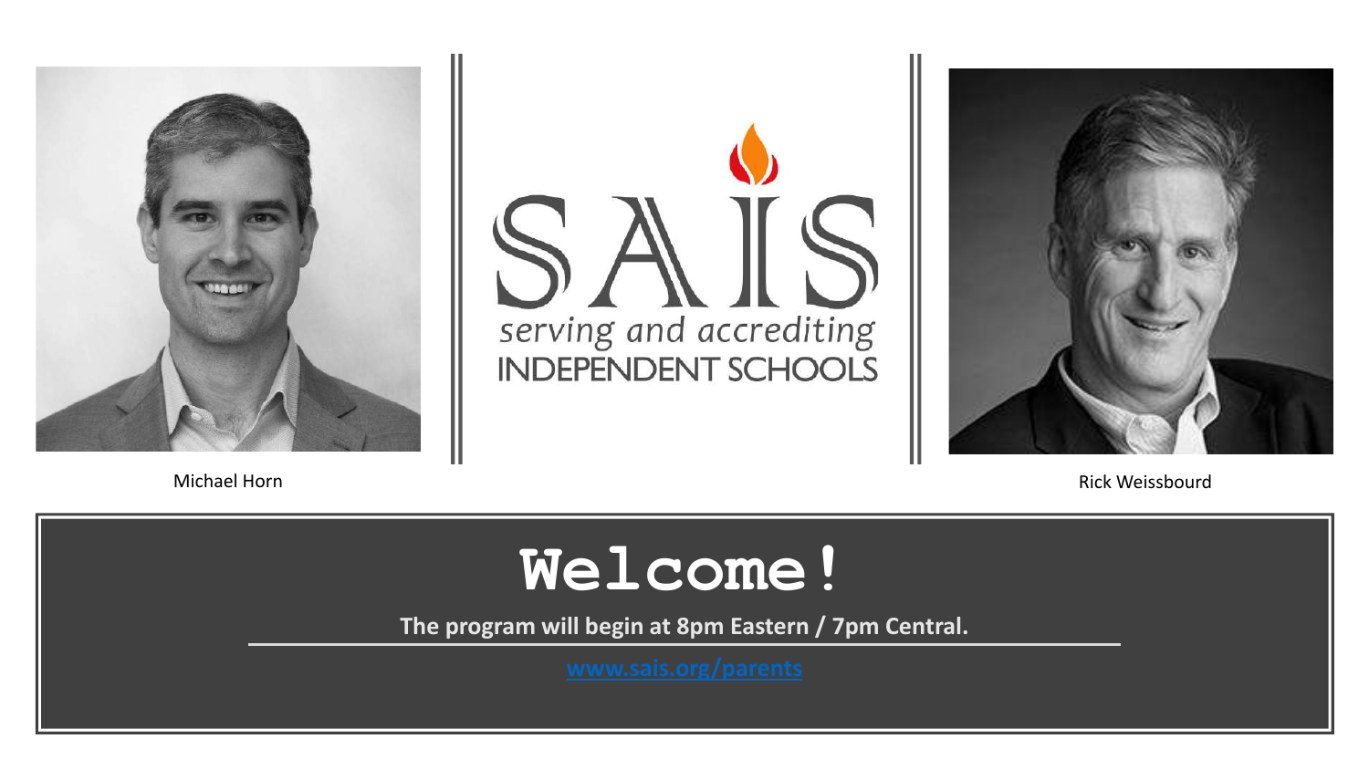Michael Horn

SAIS
serving and accrediting
INDEPENDENT SCHOOLS

Rick Weissbourd

# Welcome!

**The program will begin at 8pm Eastern / 7pm Central.**

[www.sais.org/parents](http://www.sais.org/parents)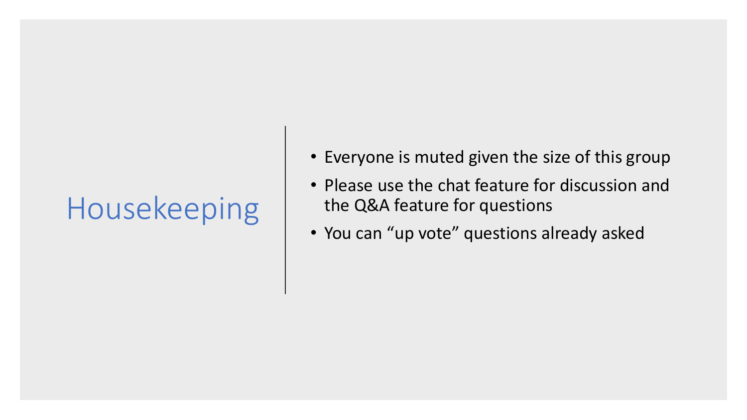# Housekeeping

- Everyone is muted given the size of this group
- Please use the chat feature for discussion and the Q&A feature for questions
- You can “up vote” questions already asked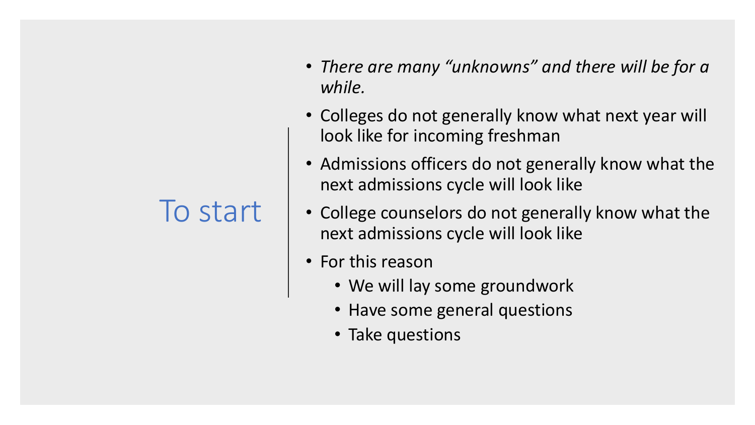# To start

- *There are many "unknowns" and there will be for a while.*
- Colleges do not generally know what next year will look like for incoming freshman
- Admissions officers do not generally know what the next admissions cycle will look like
- College counselors do not generally know what the next admissions cycle will look like
- For this reason
  - We will lay some groundwork
  - Have some general questions
  - Take questions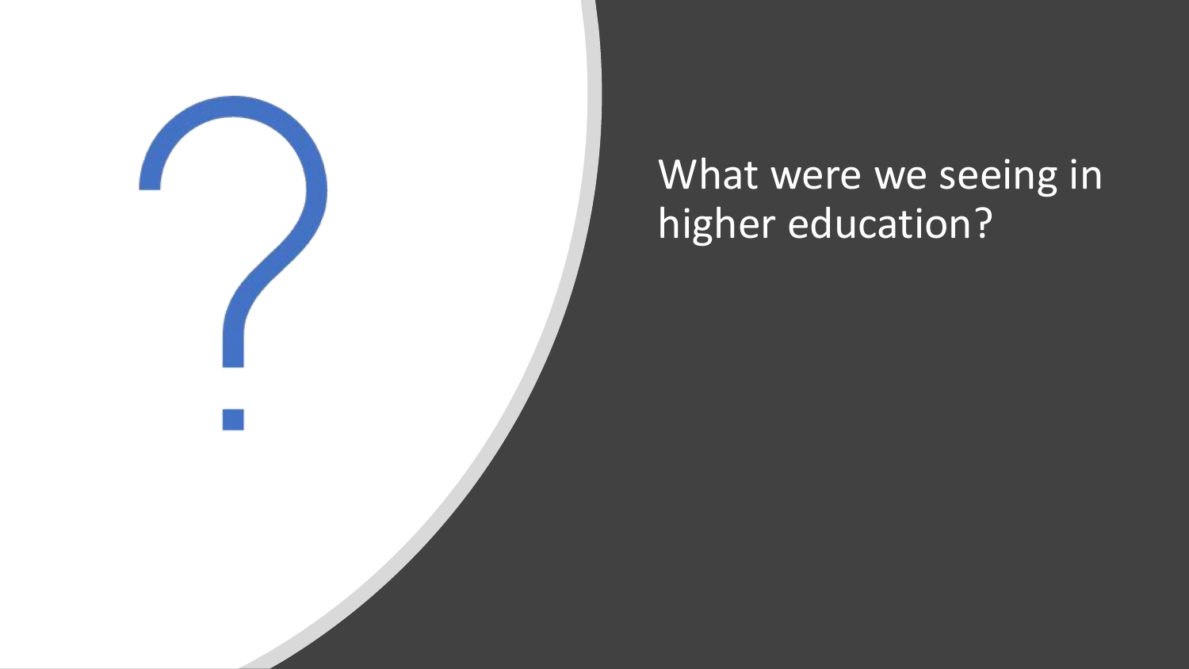# What were we seeing in higher education?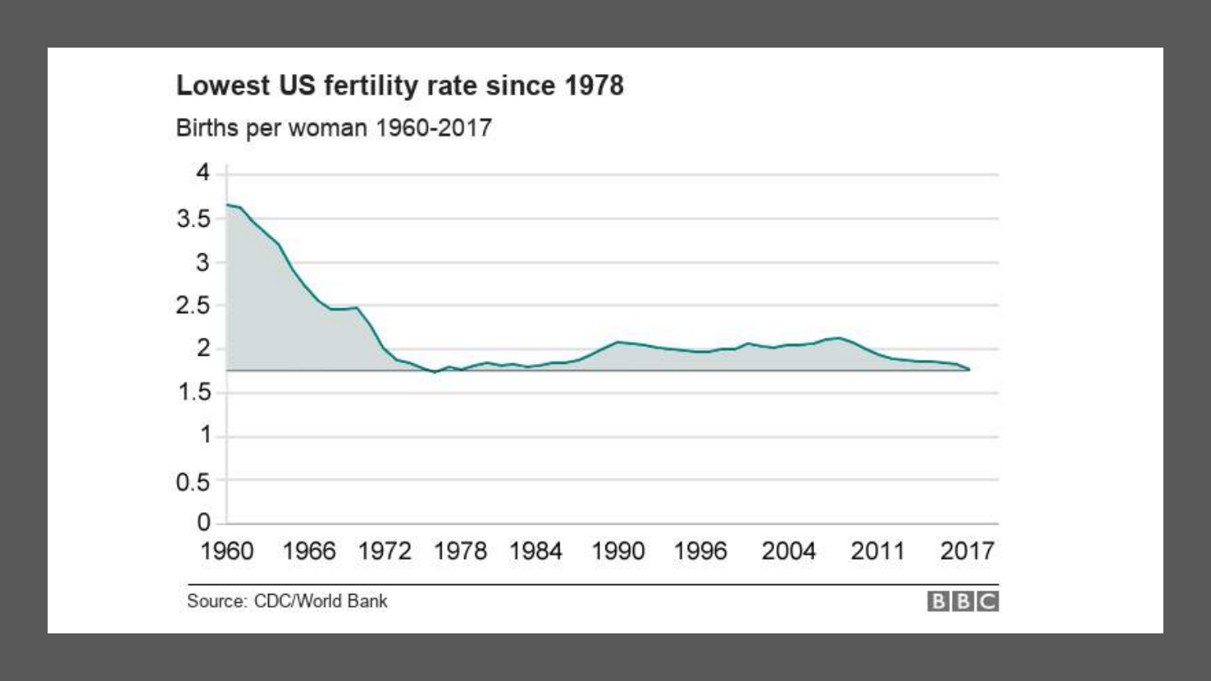## Lowest US fertility rate since 1978

Births per woman 1960-2017

Source: CDC/World Bank

BBC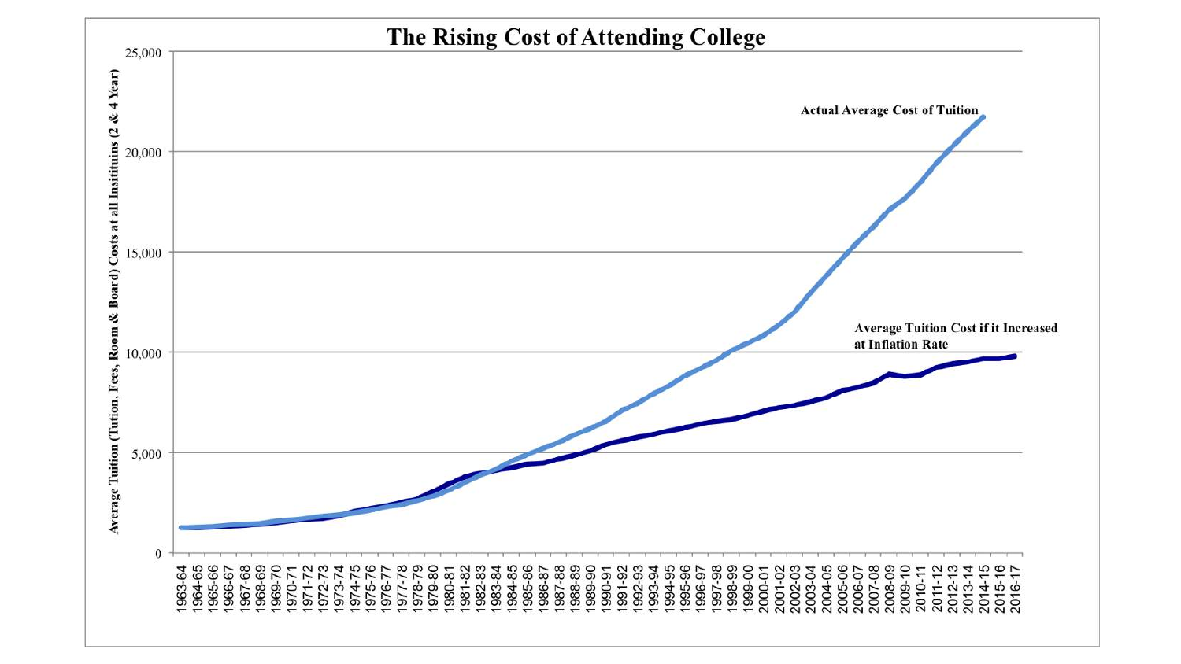# The Rising Cost of Attending College

Average Tuition (Tution, Fees, Room & Board) Costs at all Insitituins (2 & 4 Year)

Actual Average Cost of Tuition

Average Tuition Cost if it Increased at Inflation Rate

0, 5,000, 10,000, 15,000, 20,000, 25,000

1963-64, 1964-65, 1965-66, 1966-67, 1967-68, 1968-69, 1969-70, 1970-71, 1971-72, 1972-73, 1973-74, 1974-75, 1975-76, 1976-77, 1977-78, 1978-79, 1979-80, 1980-81, 1981-82, 1982-83, 1983-84, 1984-85, 1985-86, 1986-87, 1987-88, 1988-89, 1989-90, 1990-91, 1991-92, 1992-93, 1993-94, 1994-95, 1995-96, 1996-97, 1997-98, 1998-99, 1999-00, 2000-01, 2001-02, 2002-03, 2003-04, 2004-05, 2005-06, 2006-07, 2007-08, 2008-09, 2009-10, 2010-11, 2011-12, 2012-13, 2013-14, 2014-15, 2015-16, 2016-17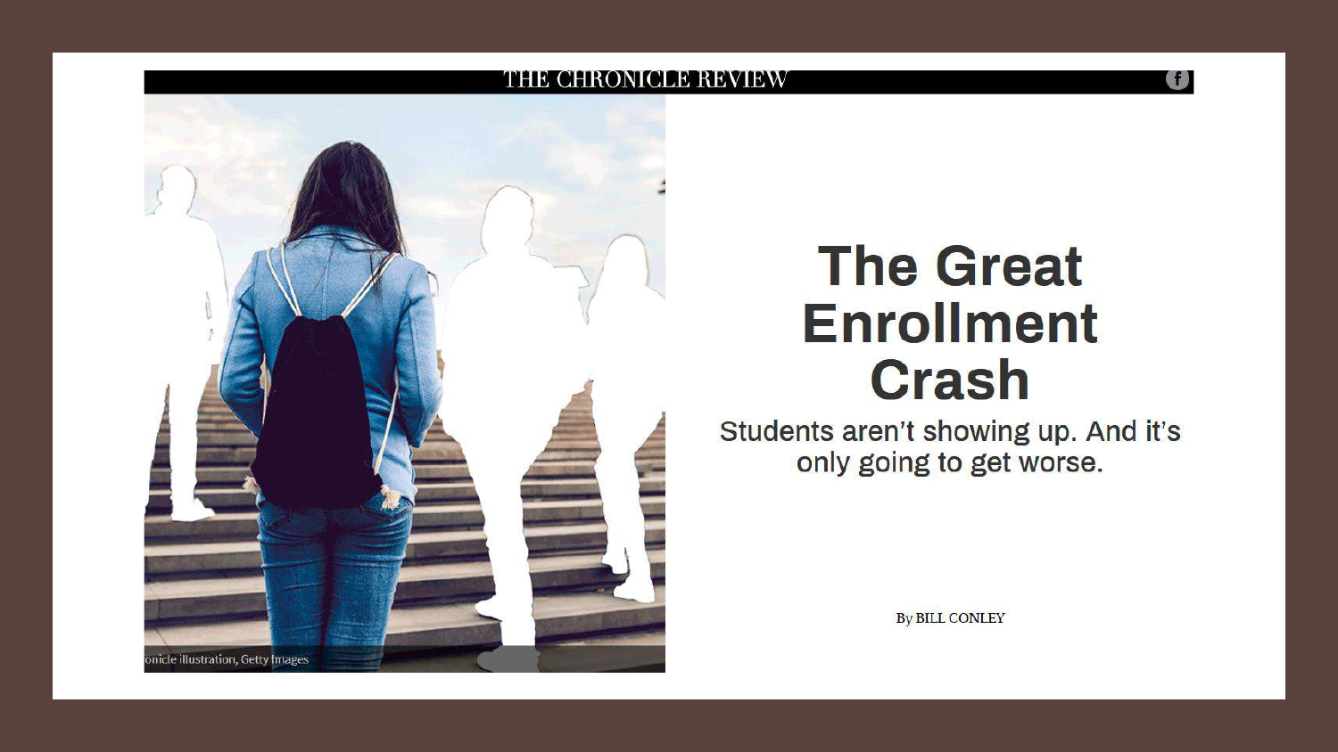THE CHRONICLE REVIEW

# The Great Enrollment Crash

Students aren't showing up. And it's only going to get worse.

onicle illustration, Getty Images

By BILL CONLEY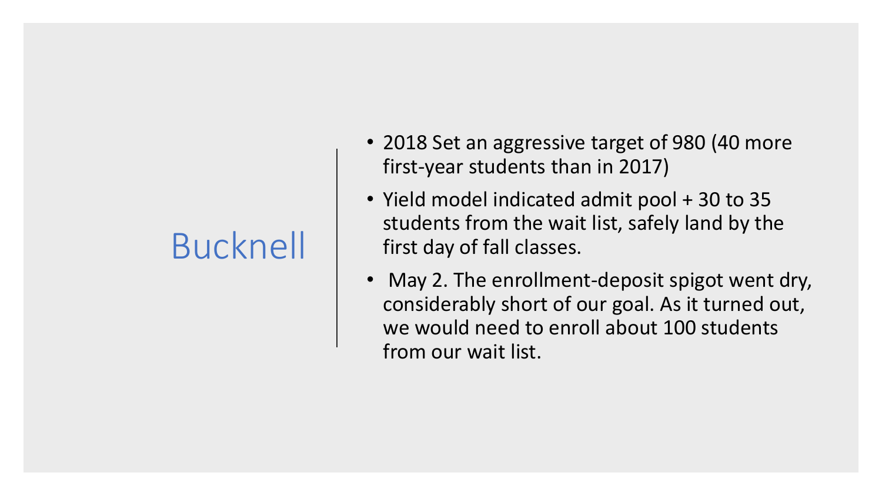# Bucknell

- 2018 Set an aggressive target of 980 (40 more first-year students than in 2017)
- Yield model indicated admit pool + 30 to 35 students from the wait list, safely land by the first day of fall classes.
- May 2. The enrollment-deposit spigot went dry, considerably short of our goal. As it turned out, we would need to enroll about 100 students from our wait list.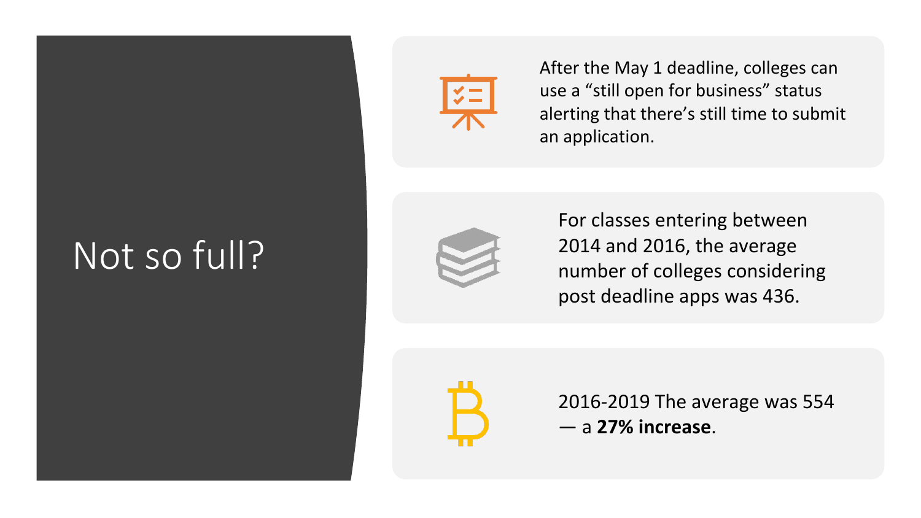# Not so full?

After the May 1 deadline, colleges can use a “still open for business” status alerting that there’s still time to submit an application.

For classes entering between 2014 and 2016, the average number of colleges considering post deadline apps was 436.

2016-2019 The average was 554 — a **27% increase**.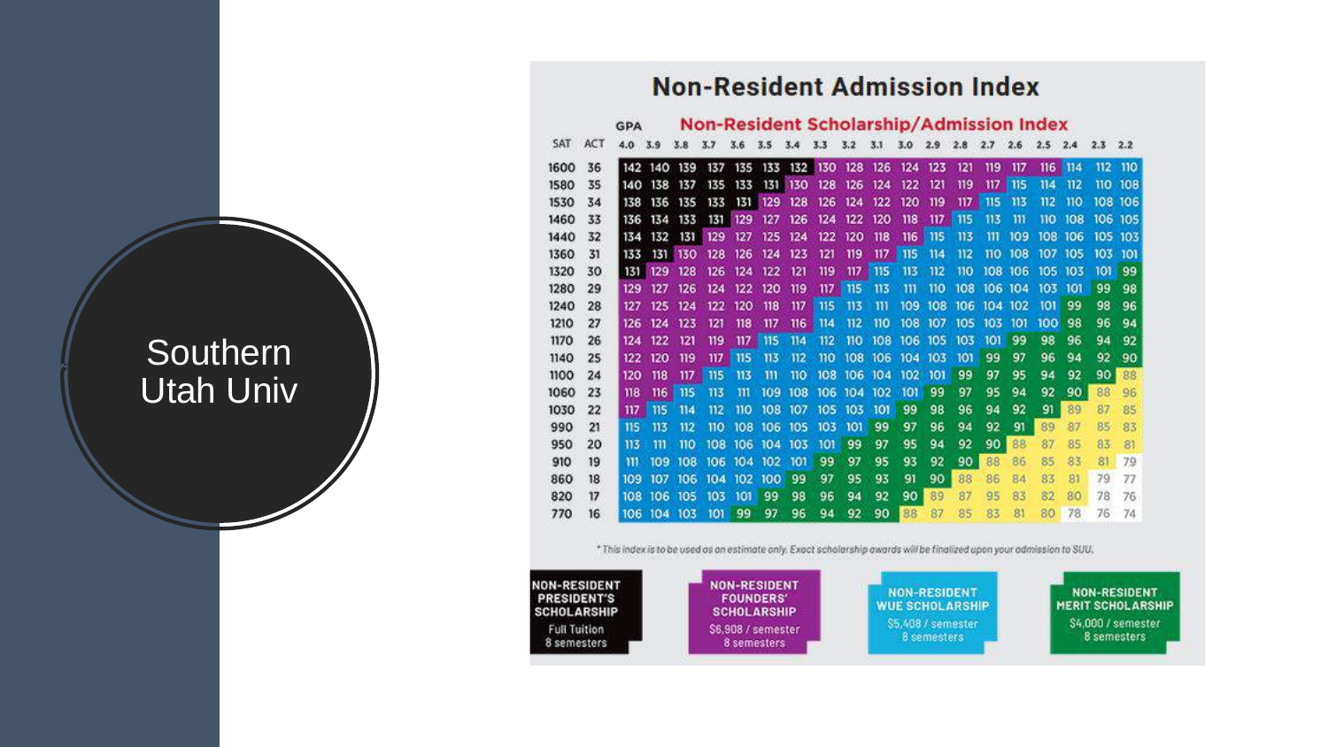# Southern Utah Univ

## Non-Resident Admission Index

### Non-Resident Scholarship/Admission Index

| SAT | ACT | 4.0 | 3.9 | 3.8 | 3.7 | 3.6 | 3.5 | 3.4 | 3.3 | 3.2 | 3.1 | 3.0 | 2.9 | 2.8 | 2.7 | 2.6 | 2.5 | 2.4 | 2.3 | 2.2 |
|---|---|---|---|---|---|---|---|---|---|---|---|---|---|---|---|---|---|---|---|---|
| 1600 | 36 | 142 | 140 | 139 | 137 | 135 | 133 | 132 | 130 | 128 | 126 | 124 | 123 | 121 | 119 | 117 | 116 | 114 | 112 | 110 |
| 1580 | 35 | 140 | 138 | 137 | 135 | 133 | 131 | 130 | 128 | 126 | 124 | 122 | 121 | 119 | 117 | 115 | 114 | 112 | 110 | 108 |
| 1530 | 34 | 138 | 136 | 135 | 133 | 131 | 129 | 128 | 126 | 124 | 122 | 120 | 119 | 117 | 115 | 113 | 112 | 110 | 108 | 106 |
| 1460 | 33 | 136 | 134 | 133 | 131 | 129 | 127 | 126 | 124 | 122 | 120 | 118 | 117 | 115 | 113 | 111 | 110 | 108 | 106 | 105 |
| 1440 | 32 | 134 | 132 | 131 | 129 | 127 | 125 | 124 | 122 | 120 | 118 | 116 | 115 | 113 | 111 | 109 | 108 | 106 | 105 | 103 |
| 1360 | 31 | 133 | 131 | 130 | 128 | 126 | 124 | 123 | 121 | 119 | 117 | 115 | 114 | 112 | 110 | 108 | 107 | 105 | 103 | 101 |
| 1320 | 30 | 131 | 129 | 128 | 126 | 124 | 122 | 121 | 119 | 117 | 115 | 113 | 112 | 110 | 108 | 106 | 105 | 103 | 101 | 99 |
| 1280 | 29 | 129 | 127 | 126 | 124 | 122 | 120 | 119 | 117 | 115 | 113 | 111 | 110 | 108 | 106 | 104 | 103 | 101 | 99 | 98 |
| 1240 | 28 | 127 | 125 | 124 | 122 | 120 | 118 | 117 | 115 | 113 | 111 | 109 | 108 | 106 | 104 | 102 | 101 | 99 | 98 | 96 |
| 1210 | 27 | 126 | 124 | 123 | 121 | 118 | 117 | 116 | 114 | 112 | 110 | 108 | 107 | 105 | 103 | 101 | 100 | 98 | 96 | 94 |
| 1170 | 26 | 124 | 122 | 121 | 119 | 117 | 115 | 114 | 112 | 110 | 108 | 106 | 105 | 103 | 101 | 99 | 98 | 96 | 94 | 92 |
| 1140 | 25 | 122 | 120 | 119 | 117 | 115 | 113 | 112 | 110 | 108 | 106 | 104 | 103 | 101 | 99 | 97 | 96 | 94 | 92 | 90 |
| 1100 | 24 | 120 | 118 | 117 | 115 | 113 | 111 | 110 | 108 | 106 | 104 | 102 | 101 | 99 | 97 | 95 | 94 | 92 | 90 | 88 |
| 1060 | 23 | 118 | 116 | 115 | 113 | 111 | 109 | 108 | 106 | 104 | 102 | 101 | 99 | 97 | 95 | 94 | 92 | 90 | 88 | 96 |
| 1030 | 22 | 117 | 115 | 114 | 112 | 110 | 108 | 107 | 105 | 103 | 101 | 99 | 98 | 96 | 94 | 92 | 91 | 89 | 87 | 85 |
| 990 | 21 | 115 | 113 | 112 | 110 | 108 | 106 | 105 | 103 | 101 | 99 | 97 | 96 | 94 | 92 | 91 | 89 | 87 | 85 | 83 |
| 950 | 20 | 113 | 111 | 110 | 108 | 106 | 104 | 103 | 101 | 99 | 97 | 95 | 94 | 92 | 90 | 88 | 87 | 85 | 83 | 81 |
| 910 | 19 | 111 | 109 | 108 | 106 | 104 | 102 | 101 | 99 | 97 | 95 | 93 | 92 | 90 | 88 | 86 | 85 | 83 | 81 | 79 |
| 860 | 18 | 109 | 107 | 106 | 104 | 102 | 100 | 99 | 97 | 95 | 93 | 91 | 90 | 88 | 86 | 84 | 83 | 81 | 79 | 77 |
| 820 | 17 | 108 | 106 | 105 | 103 | 101 | 99 | 98 | 96 | 94 | 92 | 90 | 89 | 87 | 95 | 83 | 82 | 80 | 78 | 76 |
| 770 | 16 | 106 | 104 | 103 | 101 | 99 | 97 | 96 | 94 | 92 | 90 | 88 | 87 | 85 | 83 | 81 | 80 | 78 | 76 | 74 |

*This index is to be used as an estimate only. Exact scholarship awards will be finalized upon your admission to SUU.*

**NON-RESIDENT PRESIDENT'S SCHOLARSHIP**
Full Tuition
8 semesters

**NON-RESIDENT FOUNDERS' SCHOLARSHIP**
$6,908 / semester
8 semesters

**NON-RESIDENT WUE SCHOLARSHIP**
$5,408 / semester
8 semesters

**NON-RESIDENT MERIT SCHOLARSHIP**
$4,000 / semester
8 semesters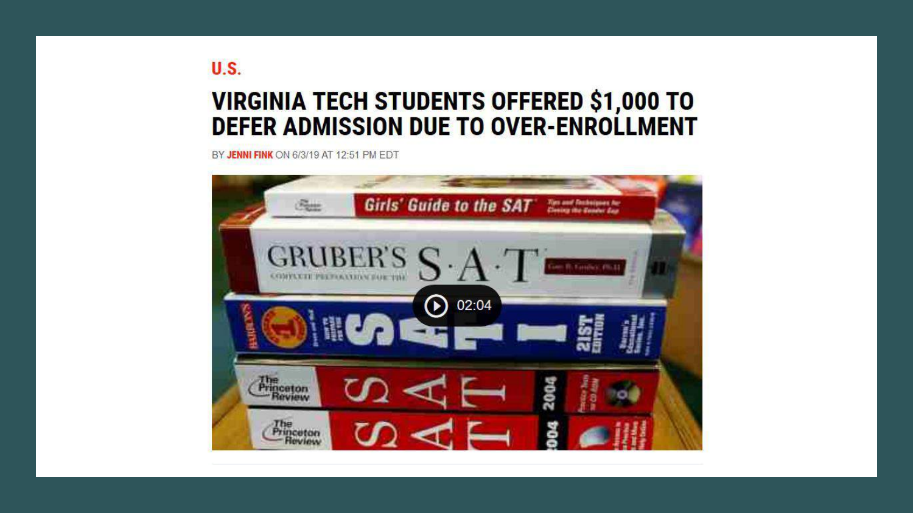U.S.

# VIRGINIA TECH STUDENTS OFFERED $1,000 TO DEFER ADMISSION DUE TO OVER-ENROLLMENT

BY JENNI FINK ON 6/3/19 AT 12:51 PM EDT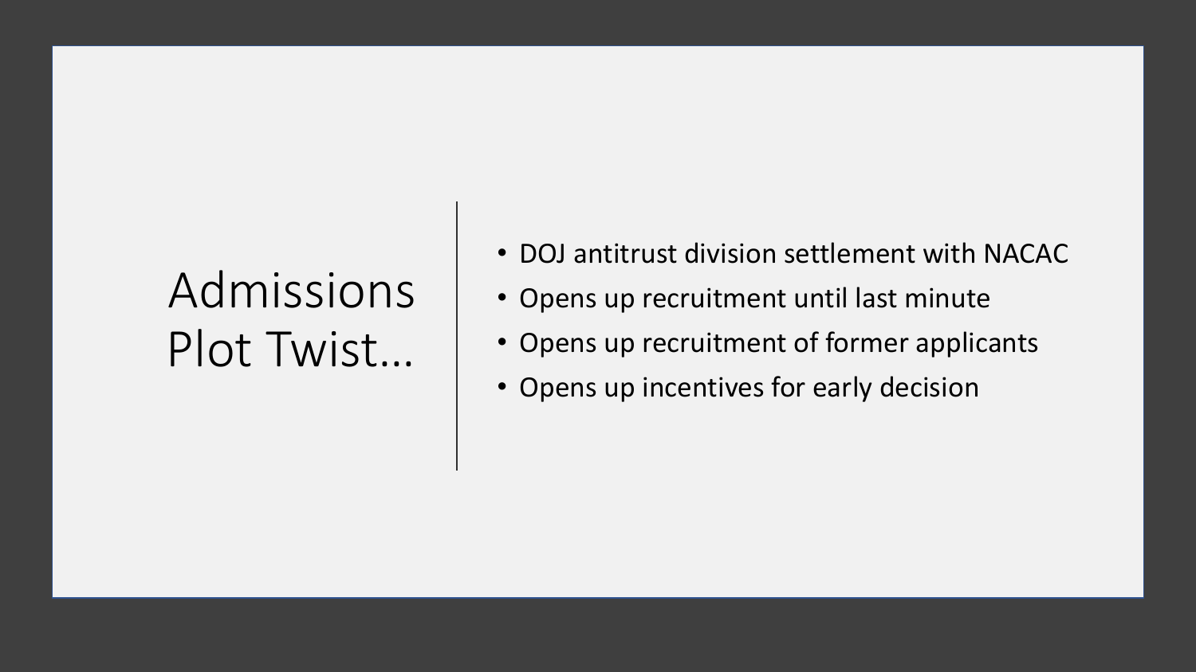# Admissions Plot Twist…

- DOJ antitrust division settlement with NACAC
- Opens up recruitment until last minute
- Opens up recruitment of former applicants
- Opens up incentives for early decision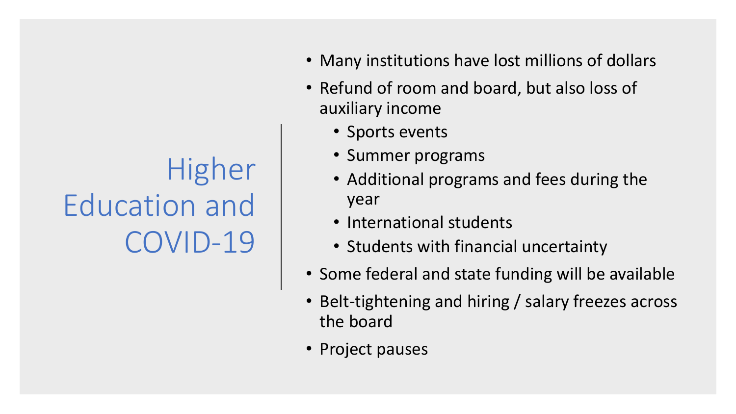# Higher Education and COVID-19

- Many institutions have lost millions of dollars
- Refund of room and board, but also loss of auxiliary income
  - Sports events
  - Summer programs
  - Additional programs and fees during the year
  - International students
  - Students with financial uncertainty
- Some federal and state funding will be available
- Belt-tightening and hiring / salary freezes across the board
- Project pauses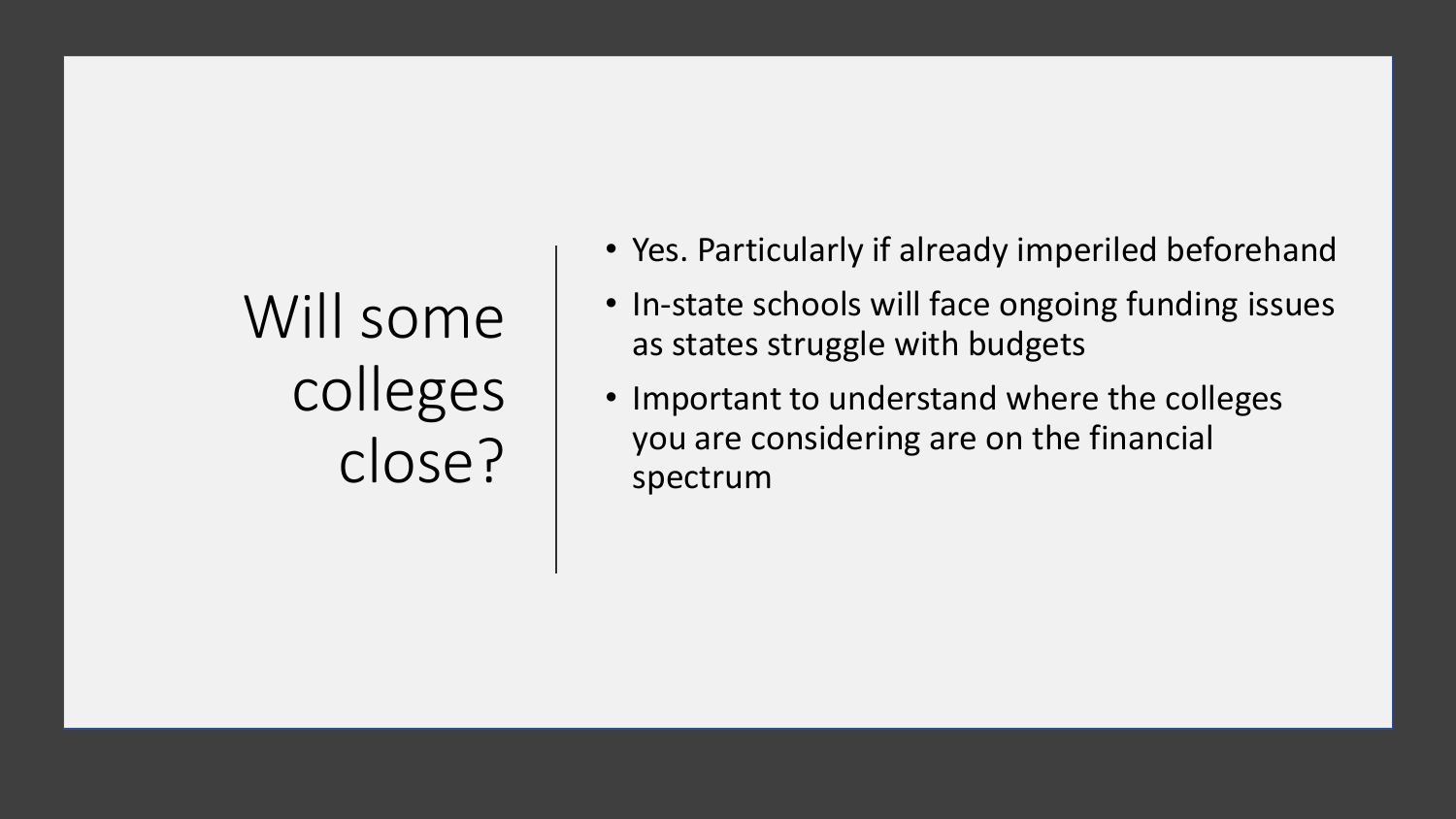# Will some colleges close?

- Yes. Particularly if already imperiled beforehand
- In-state schools will face ongoing funding issues as states struggle with budgets
- Important to understand where the colleges you are considering are on the financial spectrum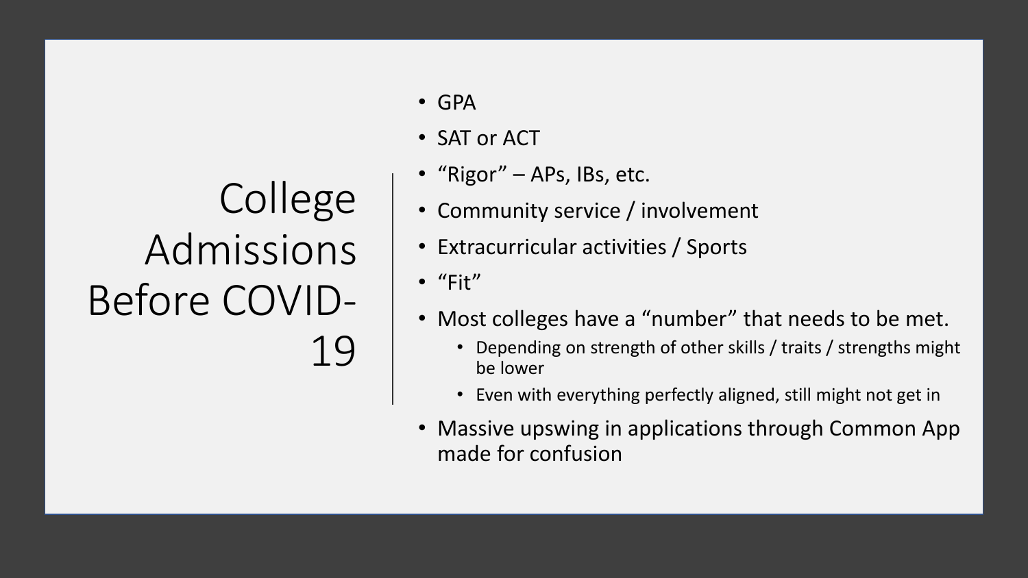# College Admissions Before COVID-19

- GPA
- SAT or ACT
- "Rigor" – APs, IBs, etc.
- Community service / involvement
- Extracurricular activities / Sports
- "Fit"
- Most colleges have a "number" that needs to be met.
  - Depending on strength of other skills / traits / strengths might be lower
  - Even with everything perfectly aligned, still might not get in
- Massive upswing in applications through Common App made for confusion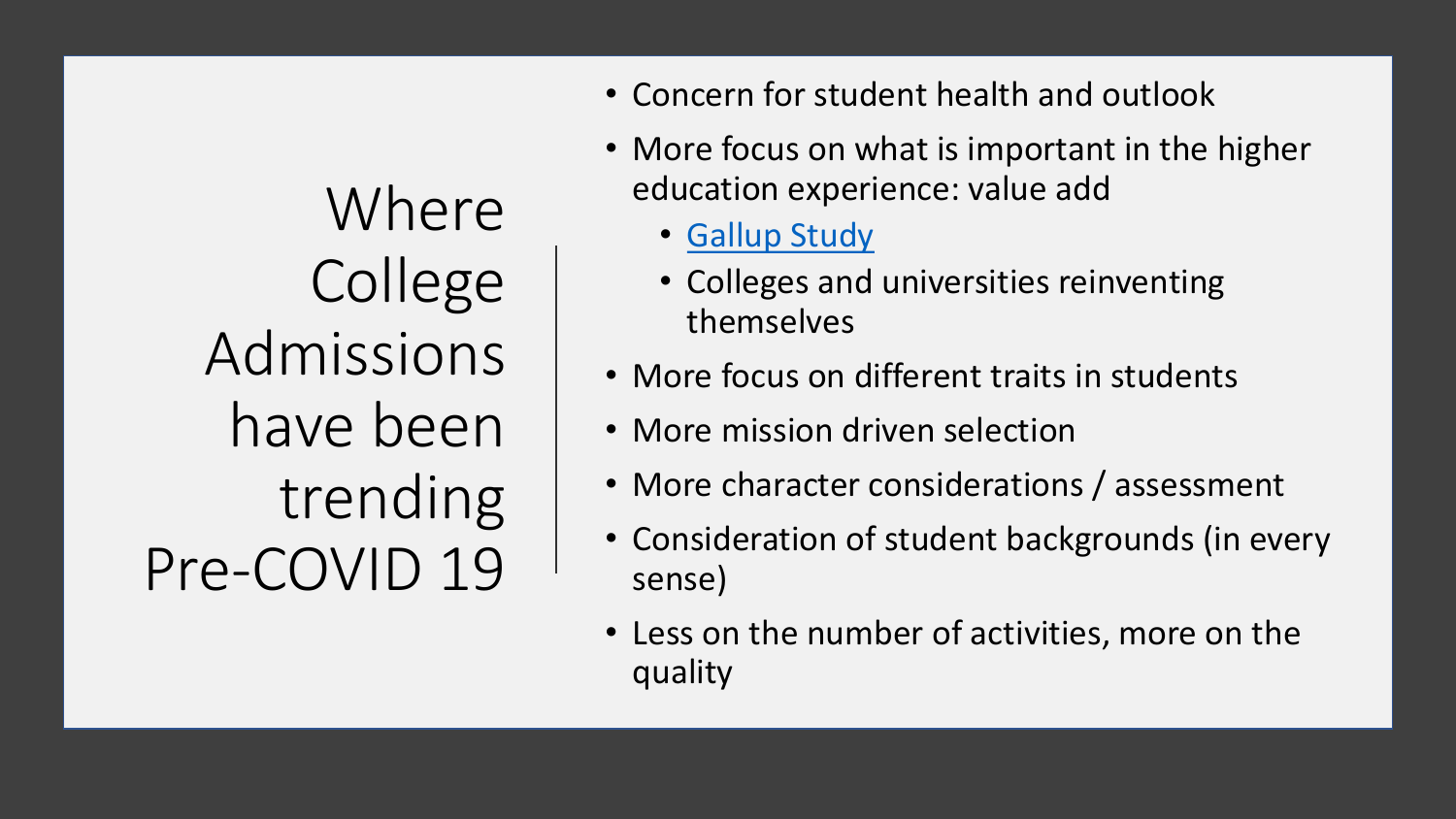# Where College Admissions have been trending Pre-COVID 19

- Concern for student health and outlook
- More focus on what is important in the higher education experience: value add
  - Gallup Study
  - Colleges and universities reinventing themselves
- More focus on different traits in students
- More mission driven selection
- More character considerations / assessment
- Consideration of student backgrounds (in every sense)
- Less on the number of activities, more on the quality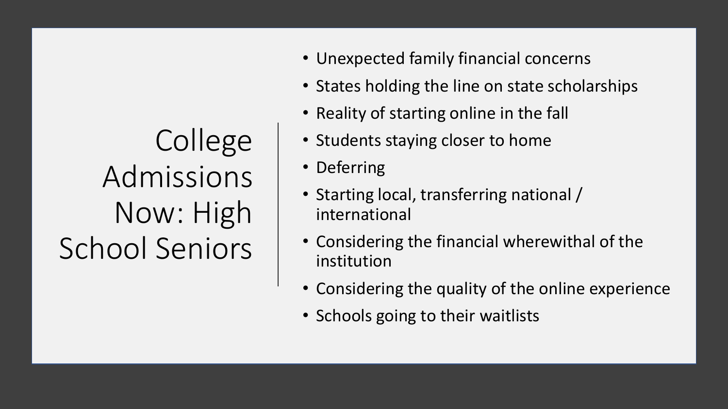# College Admissions Now: High School Seniors

- Unexpected family financial concerns
- States holding the line on state scholarships
- Reality of starting online in the fall
- Students staying closer to home
- Deferring
- Starting local, transferring national / international
- Considering the financial wherewithal of the institution
- Considering the quality of the online experience
- Schools going to their waitlists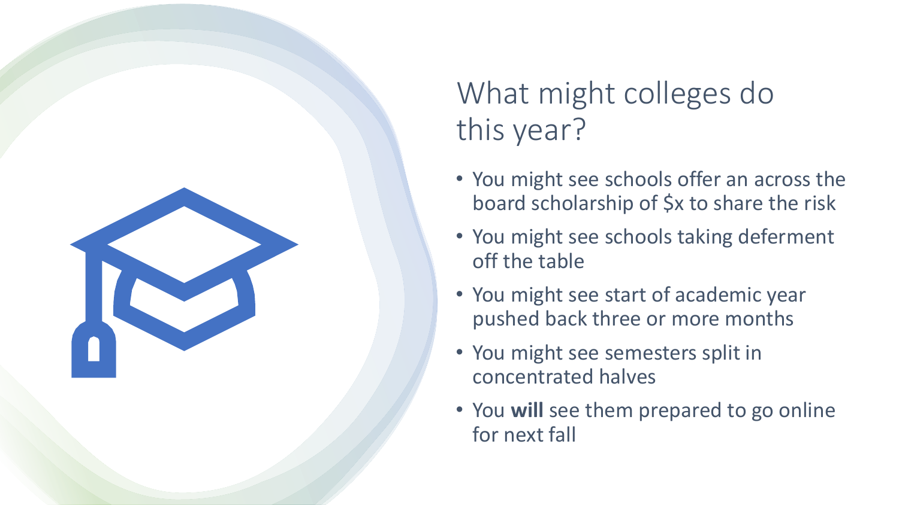# What might colleges do this year?

- You might see schools offer an across the board scholarship of $x to share the risk
- You might see schools taking deferment off the table
- You might see start of academic year pushed back three or more months
- You might see semesters split in concentrated halves
- You **will** see them prepared to go online for next fall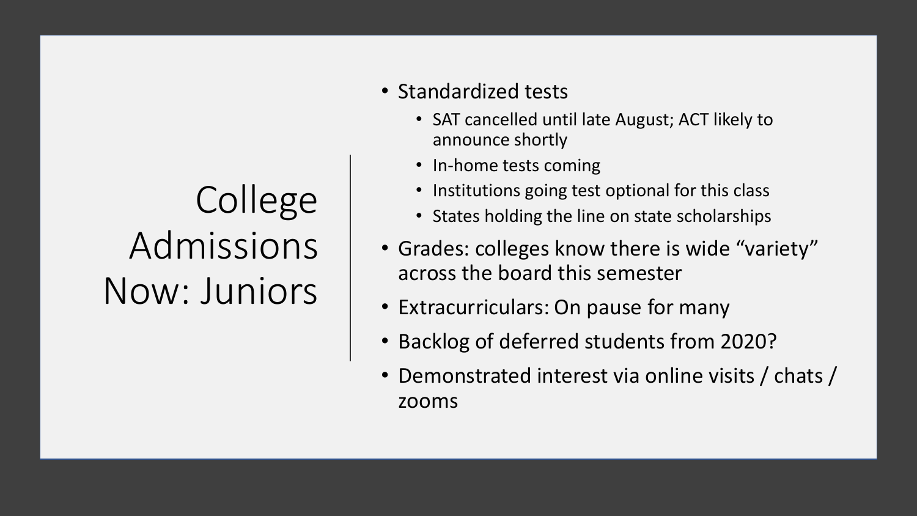# College Admissions Now: Juniors

- Standardized tests
  - SAT cancelled until late August; ACT likely to announce shortly
  - In-home tests coming
  - Institutions going test optional for this class
  - States holding the line on state scholarships
- Grades: colleges know there is wide "variety" across the board this semester
- Extracurriculars: On pause for many
- Backlog of deferred students from 2020?
- Demonstrated interest via online visits / chats / zooms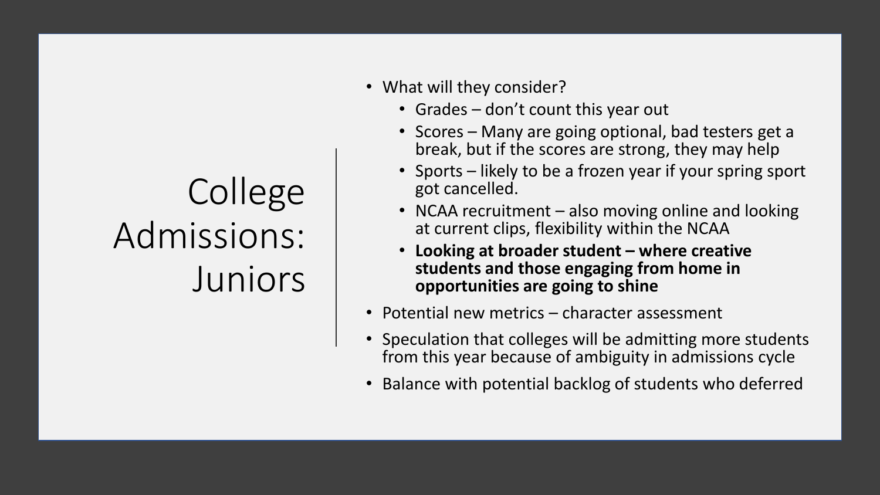# College Admissions: Juniors

- What will they consider?
  - Grades – don't count this year out
  - Scores – Many are going optional, bad testers get a break, but if the scores are strong, they may help
  - Sports – likely to be a frozen year if your spring sport got cancelled.
  - NCAA recruitment – also moving online and looking at current clips, flexibility within the NCAA
  - **Looking at broader student – where creative students and those engaging from home in opportunities are going to shine**
- Potential new metrics – character assessment
- Speculation that colleges will be admitting more students from this year because of ambiguity in admissions cycle
- Balance with potential backlog of students who deferred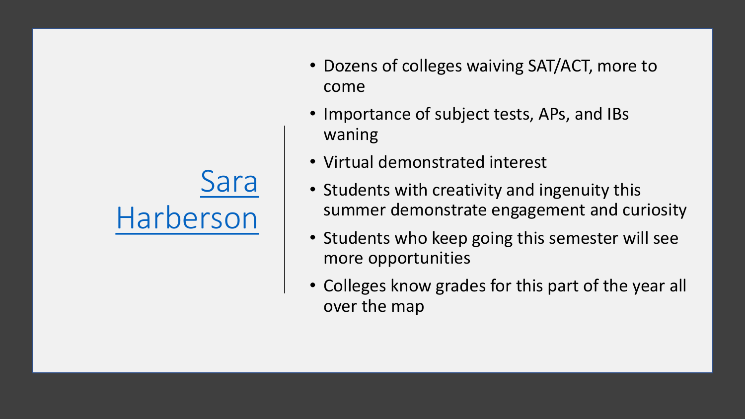## [Sara Harberson]

- Dozens of colleges waiving SAT/ACT, more to come
- Importance of subject tests, APs, and IBs waning
- Virtual demonstrated interest
- Students with creativity and ingenuity this summer demonstrate engagement and curiosity
- Students who keep going this semester will see more opportunities
- Colleges know grades for this part of the year all over the map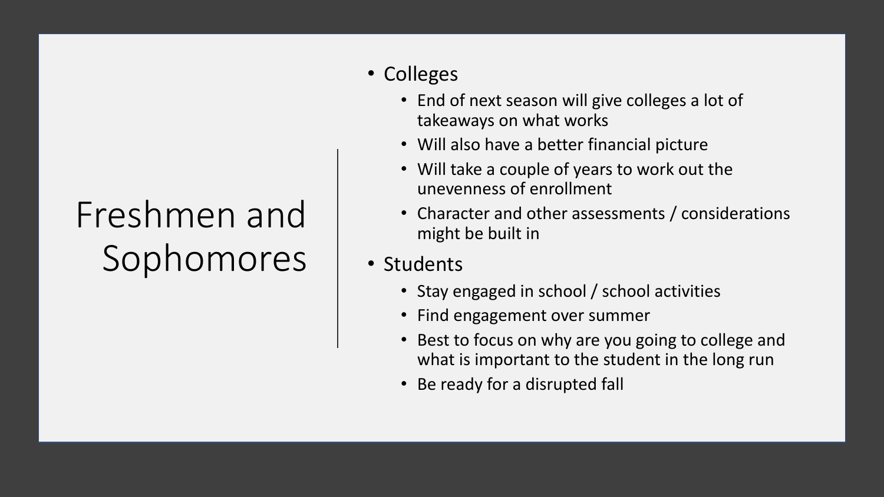# Freshmen and Sophomores

- Colleges
  - End of next season will give colleges a lot of takeaways on what works
  - Will also have a better financial picture
  - Will take a couple of years to work out the unevenness of enrollment
  - Character and other assessments / considerations might be built in
- Students
  - Stay engaged in school / school activities
  - Find engagement over summer
  - Best to focus on why are you going to college and what is important to the student in the long run
  - Be ready for a disrupted fall